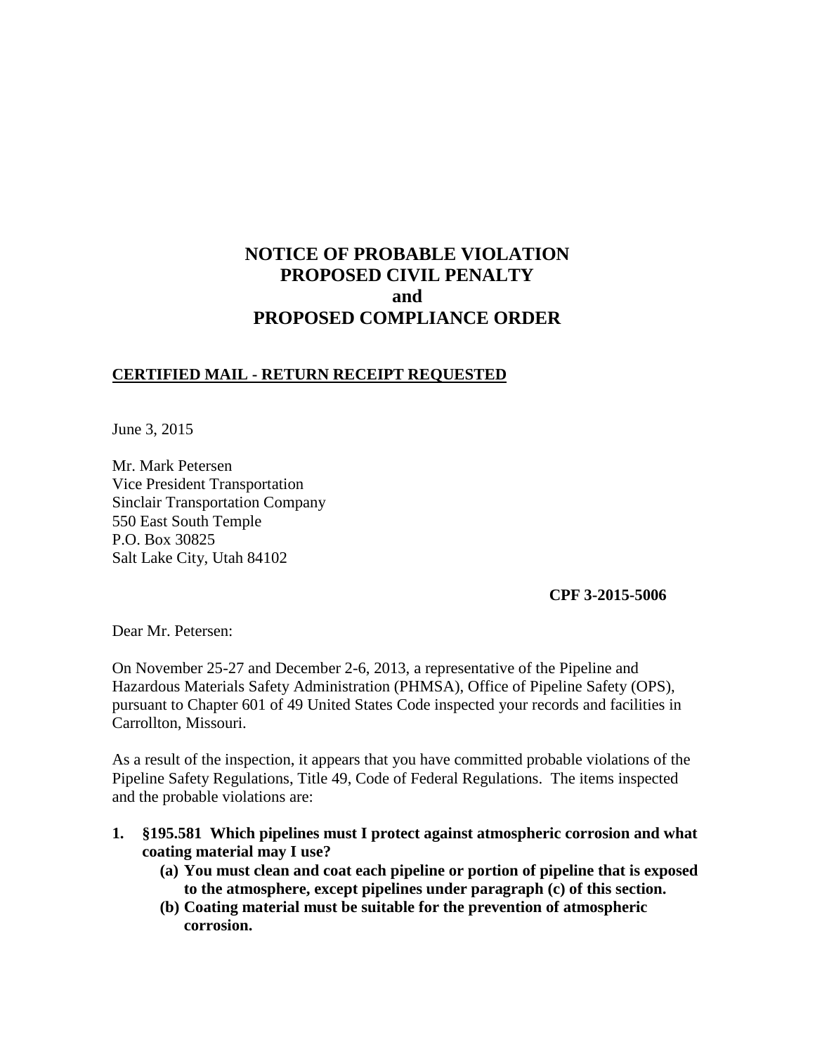# NOTICE OF PROBABLE VIOLATION PROPOSED CIVIL PENALTY and PROPOSED COMPLIANCE ORDER

**CERTIFIED MAIL - RETURN RECEIPT REQUESTED**

June 3, 2015

Mr. Mark Petersen
Vice President Transportation
Sinclair Transportation Company
550 East South Temple
P.O. Box 30825
Salt Lake City, Utah 84102

**CPF 3-2015-5006**

Dear Mr. Petersen:

On November 25-27 and December 2-6, 2013, a representative of the Pipeline and Hazardous Materials Safety Administration (PHMSA), Office of Pipeline Safety (OPS), pursuant to Chapter 601 of 49 United States Code inspected your records and facilities in Carrollton, Missouri.

As a result of the inspection, it appears that you have committed probable violations of the Pipeline Safety Regulations, Title 49, Code of Federal Regulations. The items inspected and the probable violations are:

1. **§195.581 Which pipelines must I protect against atmospheric corrosion and what coating material may I use?**
   - **(a) You must clean and coat each pipeline or portion of pipeline that is exposed to the atmosphere, except pipelines under paragraph (c) of this section.**
   - **(b) Coating material must be suitable for the prevention of atmospheric corrosion.**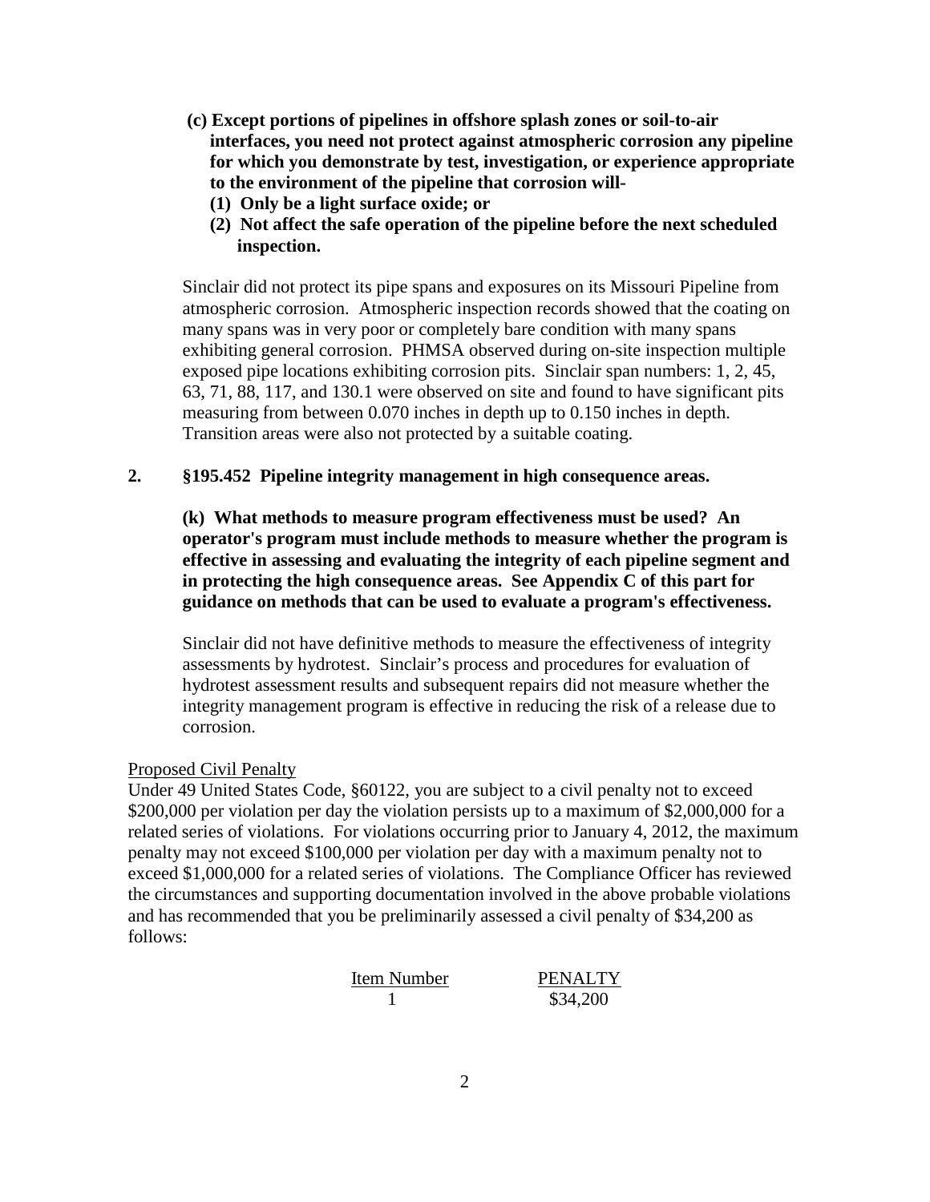**(c) Except portions of pipelines in offshore splash zones or soil-to-air interfaces, you need not protect against atmospheric corrosion any pipeline for which you demonstrate by test, investigation, or experience appropriate to the environment of the pipeline that corrosion will-**

**(1) Only be a light surface oxide; or**

**(2) Not affect the safe operation of the pipeline before the next scheduled inspection.**

Sinclair did not protect its pipe spans and exposures on its Missouri Pipeline from atmospheric corrosion. Atmospheric inspection records showed that the coating on many spans was in very poor or completely bare condition with many spans exhibiting general corrosion. PHMSA observed during on-site inspection multiple exposed pipe locations exhibiting corrosion pits. Sinclair span numbers: 1, 2, 45, 63, 71, 88, 117, and 130.1 were observed on site and found to have significant pits measuring from between 0.070 inches in depth up to 0.150 inches in depth. Transition areas were also not protected by a suitable coating.

**2. §195.452 Pipeline integrity management in high consequence areas.**

**(k) What methods to measure program effectiveness must be used? An operator's program must include methods to measure whether the program is effective in assessing and evaluating the integrity of each pipeline segment and in protecting the high consequence areas. See Appendix C of this part for guidance on methods that can be used to evaluate a program's effectiveness.**

Sinclair did not have definitive methods to measure the effectiveness of integrity assessments by hydrotest. Sinclair's process and procedures for evaluation of hydrotest assessment results and subsequent repairs did not measure whether the integrity management program is effective in reducing the risk of a release due to corrosion.

Proposed Civil Penalty

Under 49 United States Code, §60122, you are subject to a civil penalty not to exceed $200,000 per violation per day the violation persists up to a maximum of $2,000,000 for a related series of violations. For violations occurring prior to January 4, 2012, the maximum penalty may not exceed $100,000 per violation per day with a maximum penalty not to exceed $1,000,000 for a related series of violations. The Compliance Officer has reviewed the circumstances and supporting documentation involved in the above probable violations and has recommended that you be preliminarily assessed a civil penalty of $34,200 as follows:

| Item Number | PENALTY |
|---|---|
| 1 | $34,200 |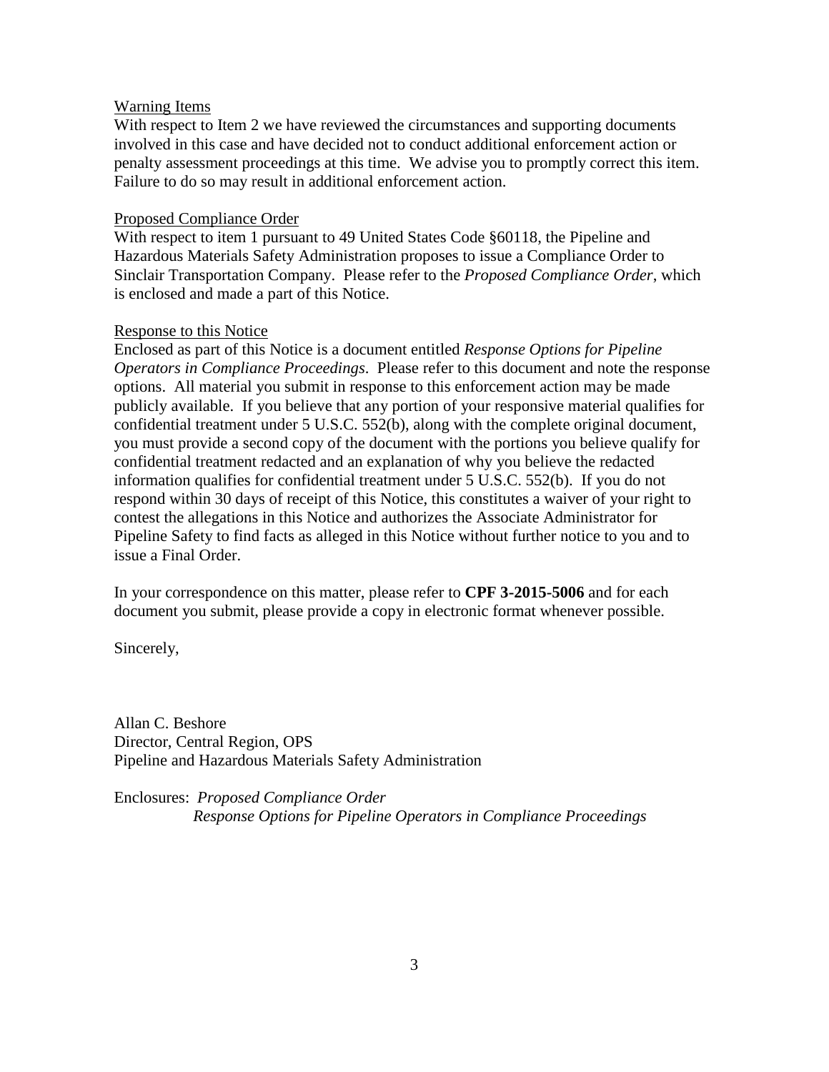Warning Items

With respect to Item 2 we have reviewed the circumstances and supporting documents involved in this case and have decided not to conduct additional enforcement action or penalty assessment proceedings at this time. We advise you to promptly correct this item. Failure to do so may result in additional enforcement action.

Proposed Compliance Order

With respect to item 1 pursuant to 49 United States Code §60118, the Pipeline and Hazardous Materials Safety Administration proposes to issue a Compliance Order to Sinclair Transportation Company. Please refer to the *Proposed Compliance Order*, which is enclosed and made a part of this Notice.

Response to this Notice

Enclosed as part of this Notice is a document entitled *Response Options for Pipeline Operators in Compliance Proceedings*. Please refer to this document and note the response options. All material you submit in response to this enforcement action may be made publicly available. If you believe that any portion of your responsive material qualifies for confidential treatment under 5 U.S.C. 552(b), along with the complete original document, you must provide a second copy of the document with the portions you believe qualify for confidential treatment redacted and an explanation of why you believe the redacted information qualifies for confidential treatment under 5 U.S.C. 552(b). If you do not respond within 30 days of receipt of this Notice, this constitutes a waiver of your right to contest the allegations in this Notice and authorizes the Associate Administrator for Pipeline Safety to find facts as alleged in this Notice without further notice to you and to issue a Final Order.

In your correspondence on this matter, please refer to **CPF 3-2015-5006** and for each document you submit, please provide a copy in electronic format whenever possible.

Sincerely,

Allan C. Beshore
Director, Central Region, OPS
Pipeline and Hazardous Materials Safety Administration

Enclosures: *Proposed Compliance Order*
*Response Options for Pipeline Operators in Compliance Proceedings*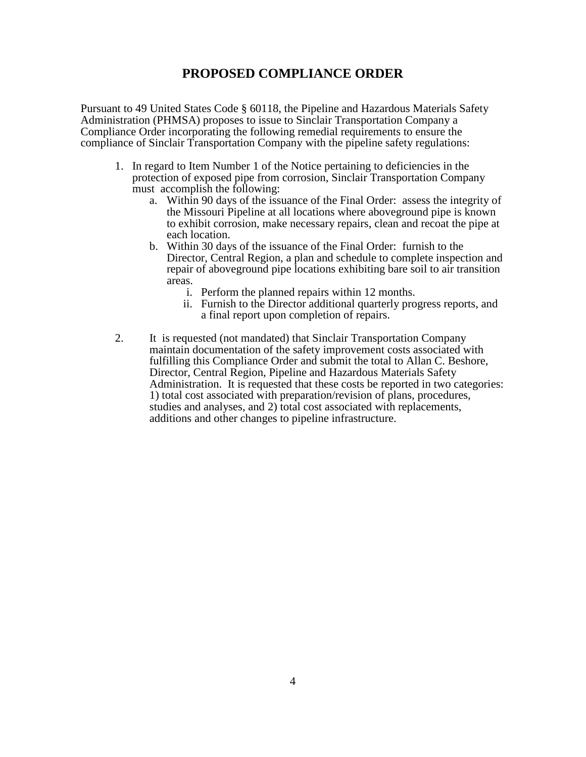# PROPOSED COMPLIANCE ORDER

Pursuant to 49 United States Code § 60118, the Pipeline and Hazardous Materials Safety Administration (PHMSA) proposes to issue to Sinclair Transportation Company a Compliance Order incorporating the following remedial requirements to ensure the compliance of Sinclair Transportation Company with the pipeline safety regulations:

1. In regard to Item Number 1 of the Notice pertaining to deficiencies in the protection of exposed pipe from corrosion, Sinclair Transportation Company must accomplish the following:
   a. Within 90 days of the issuance of the Final Order: assess the integrity of the Missouri Pipeline at all locations where aboveground pipe is known to exhibit corrosion, make necessary repairs, clean and recoat the pipe at each location.
   b. Within 30 days of the issuance of the Final Order: furnish to the Director, Central Region, a plan and schedule to complete inspection and repair of aboveground pipe locations exhibiting bare soil to air transition areas.
      i. Perform the planned repairs within 12 months.
      ii. Furnish to the Director additional quarterly progress reports, and a final report upon completion of repairs.

2. It is requested (not mandated) that Sinclair Transportation Company maintain documentation of the safety improvement costs associated with fulfilling this Compliance Order and submit the total to Allan C. Beshore, Director, Central Region, Pipeline and Hazardous Materials Safety Administration. It is requested that these costs be reported in two categories: 1) total cost associated with preparation/revision of plans, procedures, studies and analyses, and 2) total cost associated with replacements, additions and other changes to pipeline infrastructure.